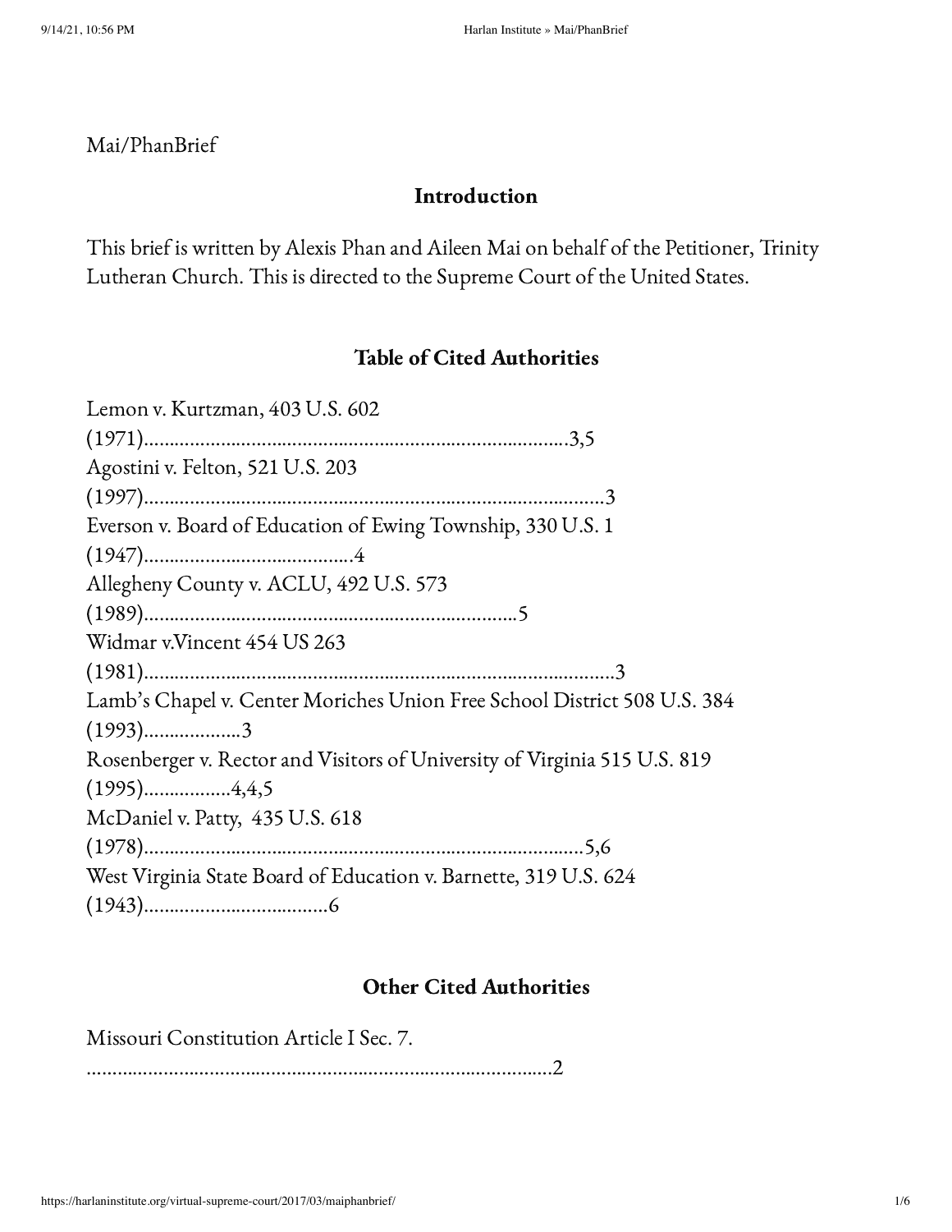Mai/PhanBrief

## Introduction

This brief is written by Alexis Phan and Aileen Mai on behalf of the Petitioner, Trinity Lutheran Church. This is directed to the Supreme Court of the United States.

## Table of Cited Authorities

Lemon v. Kurtzman, 403 U.S. 602 (1971)……………………………………………………………………3,5
Agostini v. Felton, 521 U.S. 203 (1997)…………………………………………………………………………3
Everson v. Board of Education of Ewing Township, 330 U.S. 1 (1947)…………………………………4
Allegheny County v. ACLU, 492 U.S. 573 (1989)……………………………………………………………5
Widmar v.Vincent 454 US 263 (1981)……………………………………………………………………………3
Lamb's Chapel v. Center Moriches Union Free School District 508 U.S. 384 (1993)………………3
Rosenberger v. Rector and Visitors of University of Virginia 515 U.S. 819 (1995)……………4,4,5
McDaniel v. Patty, 435 U.S. 618 (1978)……………………………………………………………………5,6
West Virginia State Board of Education v. Barnette, 319 U.S. 624 (1943)……………………………6

## Other Cited Authorities

Missouri Constitution Article I Sec. 7. ……………………………………………………………………………2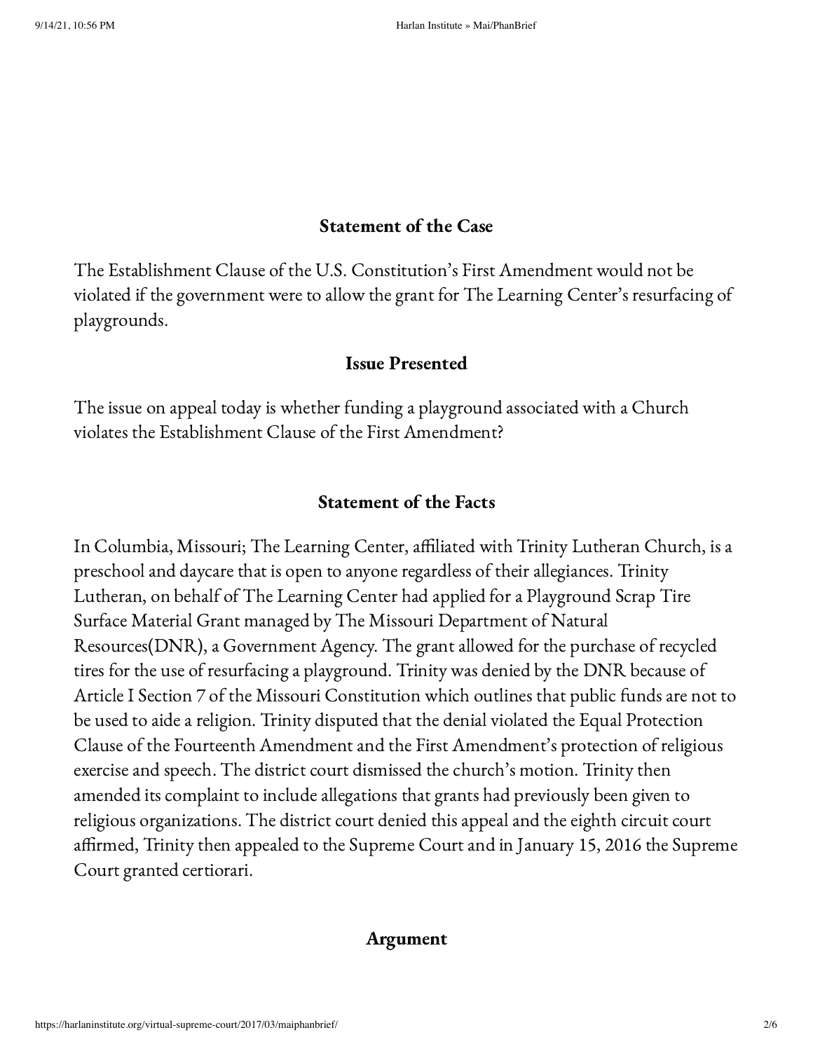## Statement of the Case

The Establishment Clause of the U.S. Constitution's First Amendment would not be violated if the government were to allow the grant for The Learning Center's resurfacing of playgrounds.

## Issue Presented

The issue on appeal today is whether funding a playground associated with a Church violates the Establishment Clause of the First Amendment?

## Statement of the Facts

In Columbia, Missouri; The Learning Center, affiliated with Trinity Lutheran Church, is a preschool and daycare that is open to anyone regardless of their allegiances. Trinity Lutheran, on behalf of The Learning Center had applied for a Playground Scrap Tire Surface Material Grant managed by The Missouri Department of Natural Resources(DNR), a Government Agency. The grant allowed for the purchase of recycled tires for the use of resurfacing a playground. Trinity was denied by the DNR because of Article I Section 7 of the Missouri Constitution which outlines that public funds are not to be used to aide a religion. Trinity disputed that the denial violated the Equal Protection Clause of the Fourteenth Amendment and the First Amendment's protection of religious exercise and speech. The district court dismissed the church's motion. Trinity then amended its complaint to include allegations that grants had previously been given to religious organizations. The district court denied this appeal and the eighth circuit court affirmed, Trinity then appealed to the Supreme Court and in January 15, 2016 the Supreme Court granted certiorari.

## Argument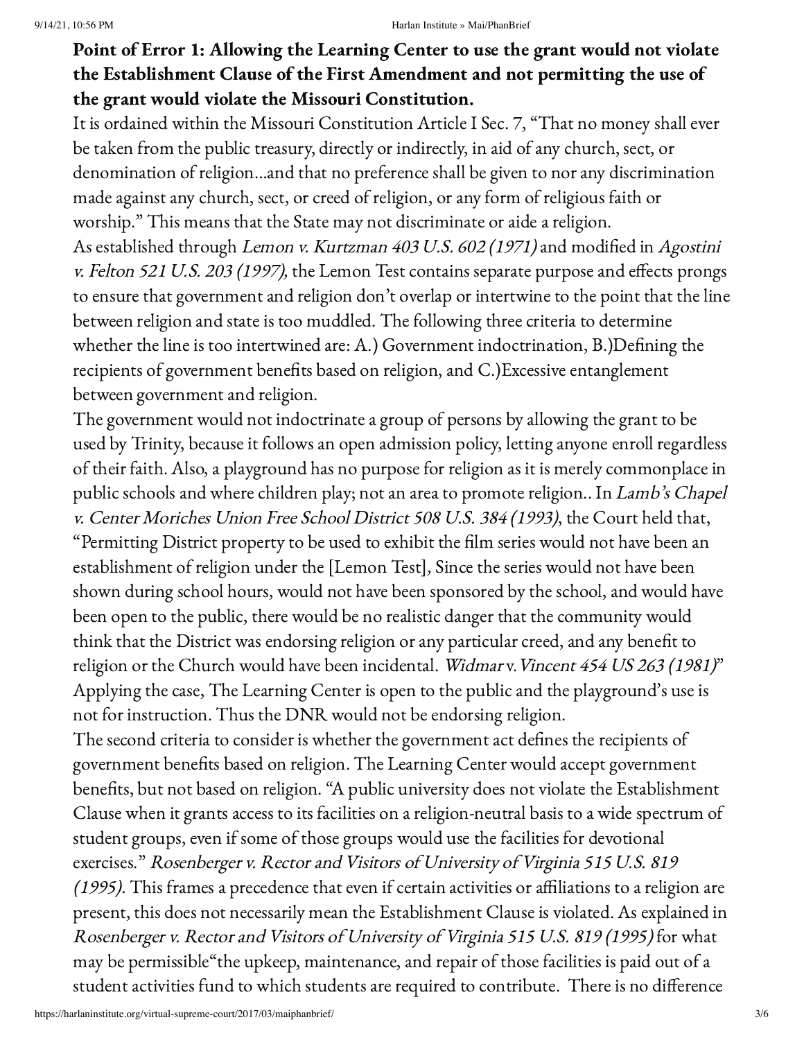**Point of Error 1: Allowing the Learning Center to use the grant would not violate the Establishment Clause of the First Amendment and not permitting the use of the grant would violate the Missouri Constitution.**

It is ordained within the Missouri Constitution Article I Sec. 7, "That no money shall ever be taken from the public treasury, directly or indirectly, in aid of any church, sect, or denomination of religion…and that no preference shall be given to nor any discrimination made against any church, sect, or creed of religion, or any form of religious faith or worship." This means that the State may not discriminate or aide a religion.

As established through *Lemon v. Kurtzman 403 U.S. 602 (1971)* and modified in *Agostini v. Felton 521 U.S. 203 (1997),* the Lemon Test contains separate purpose and effects prongs to ensure that government and religion don't overlap or intertwine to the point that the line between religion and state is too muddled. The following three criteria to determine whether the line is too intertwined are: A.) Government indoctrination, B.)Defining the recipients of government benefits based on religion, and C.)Excessive entanglement between government and religion.

The government would not indoctrinate a group of persons by allowing the grant to be used by Trinity, because it follows an open admission policy, letting anyone enroll regardless of their faith. Also, a playground has no purpose for religion as it is merely commonplace in public schools and where children play; not an area to promote religion.. In *Lamb's Chapel v. Center Moriches Union Free School District 508 U.S. 384 (1993)*, the Court held that, "Permitting District property to be used to exhibit the film series would not have been an establishment of religion under the [Lemon Test]*,* Since the series would not have been shown during school hours, would not have been sponsored by the school, and would have been open to the public, there would be no realistic danger that the community would think that the District was endorsing religion or any particular creed, and any benefit to religion or the Church would have been incidental. *Widmar* v. *Vincent 454 US 263 (1981)*" Applying the case, The Learning Center is open to the public and the playground's use is not for instruction. Thus the DNR would not be endorsing religion.

The second criteria to consider is whether the government act defines the recipients of government benefits based on religion. The Learning Center would accept government benefits, but not based on religion. "A public university does not violate the Establishment Clause when it grants access to its facilities on a religion-neutral basis to a wide spectrum of student groups, even if some of those groups would use the facilities for devotional exercises." *Rosenberger v. Rector and Visitors of University of Virginia 515 U.S. 819 (1995).* This frames a precedence that even if certain activities or affiliations to a religion are present, this does not necessarily mean the Establishment Clause is violated. As explained in *Rosenberger v. Rector and Visitors of University of Virginia 515 U.S. 819 (1995)* for what may be permissible"the upkeep, maintenance, and repair of those facilities is paid out of a student activities fund to which students are required to contribute. There is no difference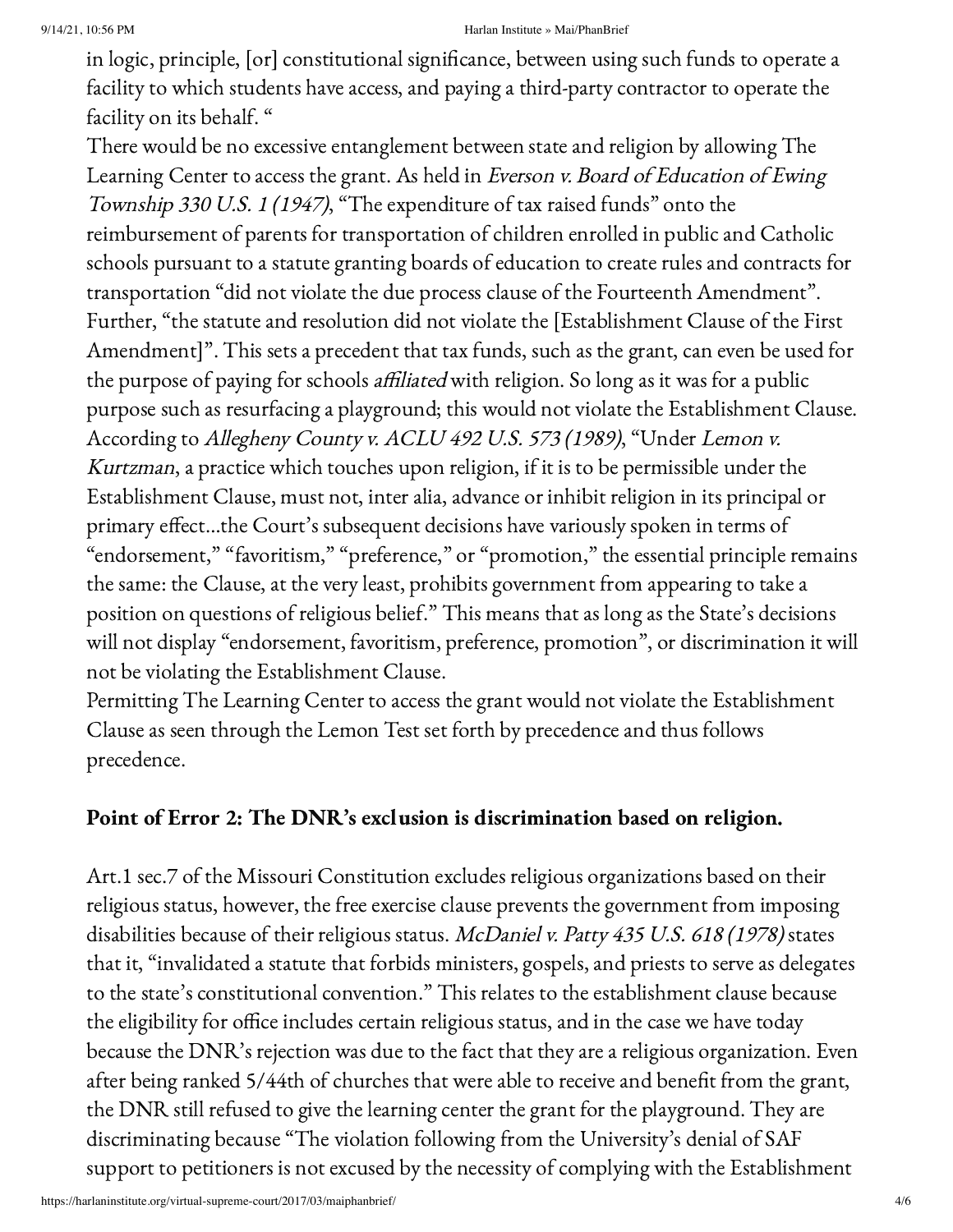in logic, principle, [or] constitutional significance, between using such funds to operate a facility to which students have access, and paying a third-party contractor to operate the facility on its behalf. "

There would be no excessive entanglement between state and religion by allowing The Learning Center to access the grant. As held in *Everson v. Board of Education of Ewing Township 330 U.S. 1 (1947)*, "The expenditure of tax raised funds" onto the reimbursement of parents for transportation of children enrolled in public and Catholic schools pursuant to a statute granting boards of education to create rules and contracts for transportation "did not violate the due process clause of the Fourteenth Amendment". Further, "the statute and resolution did not violate the [Establishment Clause of the First Amendment]". This sets a precedent that tax funds, such as the grant, can even be used for the purpose of paying for schools *affiliated* with religion. So long as it was for a public purpose such as resurfacing a playground; this would not violate the Establishment Clause. According to *Allegheny County v. ACLU 492 U.S. 573 (1989)*, "Under *Lemon v. Kurtzman*, a practice which touches upon religion, if it is to be permissible under the Establishment Clause, must not, inter alia, advance or inhibit religion in its principal or primary effect…the Court's subsequent decisions have variously spoken in terms of "endorsement," "favoritism," "preference," or "promotion," the essential principle remains the same: the Clause, at the very least, prohibits government from appearing to take a position on questions of religious belief." This means that as long as the State's decisions will not display "endorsement, favoritism, preference, promotion", or discrimination it will not be violating the Establishment Clause.

Permitting The Learning Center to access the grant would not violate the Establishment Clause as seen through the Lemon Test set forth by precedence and thus follows precedence.

### Point of Error 2: The DNR's exclusion is discrimination based on religion.

Art.1 sec.7 of the Missouri Constitution excludes religious organizations based on their religious status, however, the free exercise clause prevents the government from imposing disabilities because of their religious status. *McDaniel v. Patty 435 U.S. 618 (1978)* states that it, "invalidated a statute that forbids ministers, gospels, and priests to serve as delegates to the state's constitutional convention." This relates to the establishment clause because the eligibility for office includes certain religious status, and in the case we have today because the DNR's rejection was due to the fact that they are a religious organization. Even after being ranked 5/44th of churches that were able to receive and benefit from the grant, the DNR still refused to give the learning center the grant for the playground. They are discriminating because "The violation following from the University's denial of SAF support to petitioners is not excused by the necessity of complying with the Establishment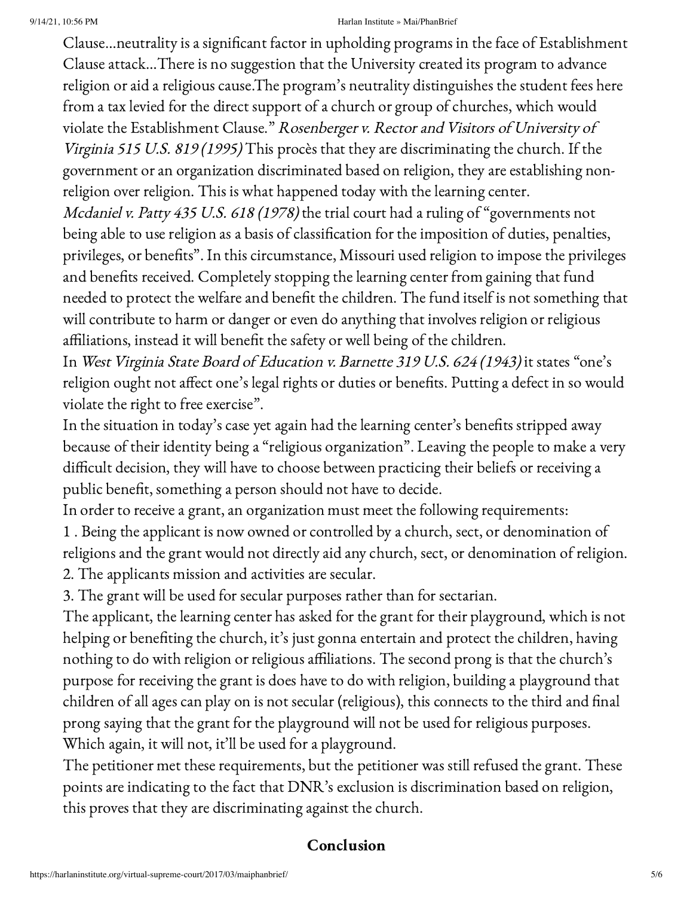Clause…neutrality is a significant factor in upholding programs in the face of Establishment Clause attack…There is no suggestion that the University created its program to advance religion or aid a religious cause.The program's neutrality distinguishes the student fees here from a tax levied for the direct support of a church or group of churches, which would violate the Establishment Clause." *Rosenberger v. Rector and Visitors of University of Virginia 515 U.S. 819 (1995)* This procès that they are discriminating the church. If the government or an organization discriminated based on religion, they are establishing non-religion over religion. This is what happened today with the learning center.

*Mcdaniel v. Patty 435 U.S. 618 (1978)* the trial court had a ruling of "governments not being able to use religion as a basis of classification for the imposition of duties, penalties, privileges, or benefits". In this circumstance, Missouri used religion to impose the privileges and benefits received. Completely stopping the learning center from gaining that fund needed to protect the welfare and benefit the children. The fund itself is not something that will contribute to harm or danger or even do anything that involves religion or religious affiliations, instead it will benefit the safety or well being of the children.

In *West Virginia State Board of Education v. Barnette 319 U.S. 624 (1943)* it states "one's religion ought not affect one's legal rights or duties or benefits. Putting a defect in so would violate the right to free exercise".

In the situation in today's case yet again had the learning center's benefits stripped away because of their identity being a "religious organization". Leaving the people to make a very difficult decision, they will have to choose between practicing their beliefs or receiving a public benefit, something a person should not have to decide.

In order to receive a grant, an organization must meet the following requirements:

1 . Being the applicant is now owned or controlled by a church, sect, or denomination of religions and the grant would not directly aid any church, sect, or denomination of religion.

2. The applicants mission and activities are secular.

3. The grant will be used for secular purposes rather than for sectarian.

The applicant, the learning center has asked for the grant for their playground, which is not helping or benefiting the church, it's just gonna entertain and protect the children, having nothing to do with religion or religious affiliations. The second prong is that the church's purpose for receiving the grant is does have to do with religion, building a playground that children of all ages can play on is not secular (religious), this connects to the third and final prong saying that the grant for the playground will not be used for religious purposes. Which again, it will not, it'll be used for a playground.

The petitioner met these requirements, but the petitioner was still refused the grant. These points are indicating to the fact that DNR's exclusion is discrimination based on religion, this proves that they are discriminating against the church.

## Conclusion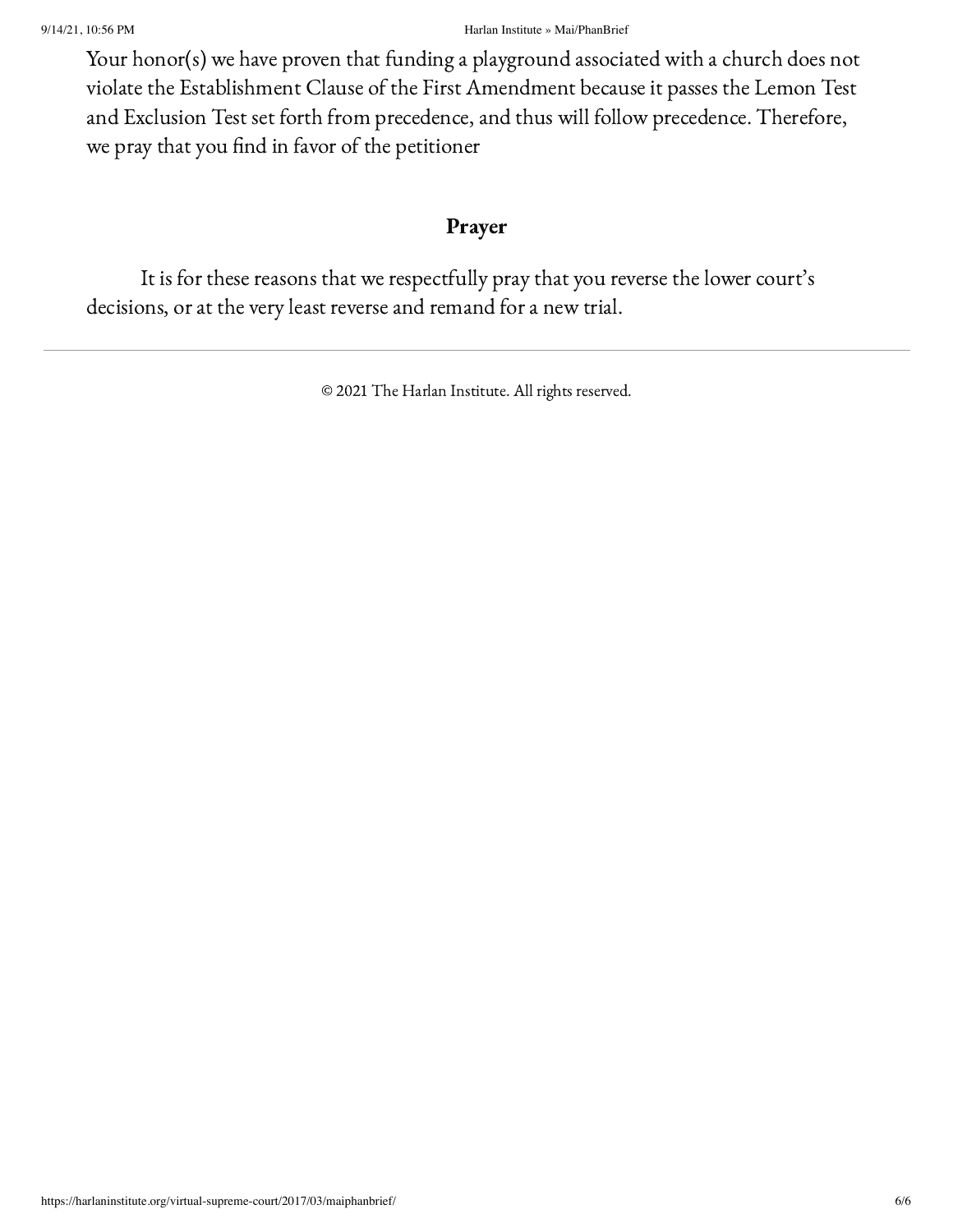Your honor(s) we have proven that funding a playground associated with a church does not violate the Establishment Clause of the First Amendment because it passes the Lemon Test and Exclusion Test set forth from precedence, and thus will follow precedence. Therefore, we pray that you find in favor of the petitioner

## Prayer

It is for these reasons that we respectfully pray that you reverse the lower court's decisions, or at the very least reverse and remand for a new trial.

---

© 2021 The Harlan Institute. All rights reserved.